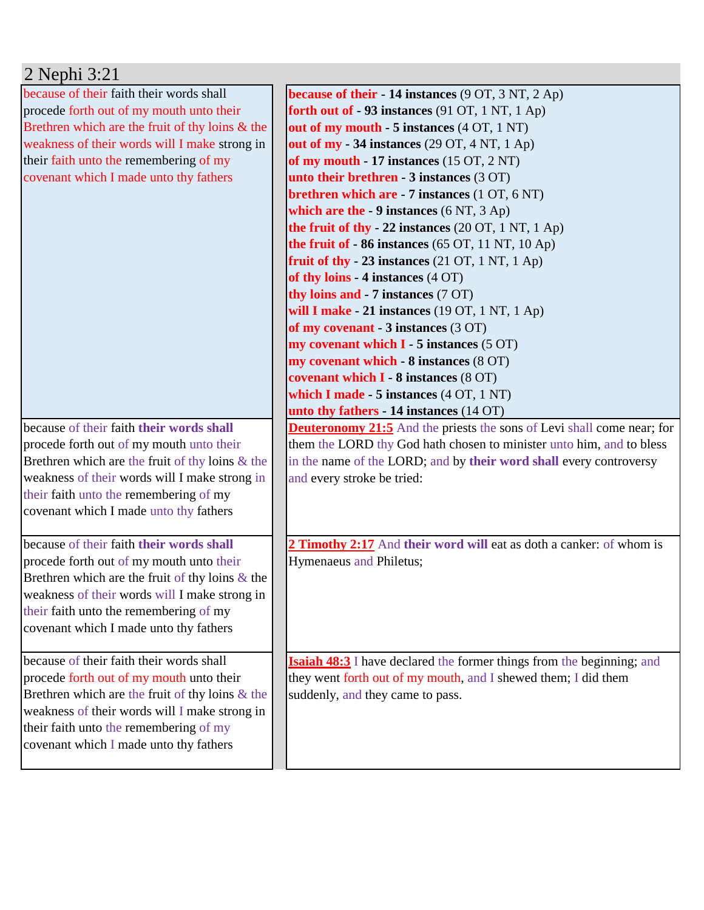# 2 Nephi 3:21

| | |
|---|---|
| because of their faith their words shall procede forth out of my mouth unto their Brethren which are the fruit of thy loins & the weakness of their words will I make strong in their faith unto the remembering of my covenant which I made unto thy fathers | **because of their - 14 instances** (9 OT, 3 NT, 2 Ap)<br>**forth out of - 93 instances** (91 OT, 1 NT, 1 Ap)<br>**out of my mouth - 5 instances** (4 OT, 1 NT)<br>**out of my - 34 instances** (29 OT, 4 NT, 1 Ap)<br>**of my mouth - 17 instances** (15 OT, 2 NT)<br>**unto their brethren - 3 instances** (3 OT)<br>**brethren which are - 7 instances** (1 OT, 6 NT)<br>**which are the - 9 instances** (6 NT, 3 Ap)<br>**the fruit of thy - 22 instances** (20 OT, 1 NT, 1 Ap)<br>**the fruit of - 86 instances** (65 OT, 11 NT, 10 Ap)<br>**fruit of thy - 23 instances** (21 OT, 1 NT, 1 Ap)<br>**of thy loins - 4 instances** (4 OT)<br>**thy loins and - 7 instances** (7 OT)<br>**will I make - 21 instances** (19 OT, 1 NT, 1 Ap)<br>**of my covenant - 3 instances** (3 OT)<br>**my covenant which I - 5 instances** (5 OT)<br>**my covenant which - 8 instances** (8 OT)<br>**covenant which I - 8 instances** (8 OT)<br>**which I made - 5 instances** (4 OT, 1 NT)<br>**unto thy fathers - 14 instances** (14 OT) |
| because of their faith **their words shall** procede forth out of my mouth unto their Brethren which are the fruit of thy loins & the weakness of their words will I make strong in their faith unto the remembering of my covenant which I made unto thy fathers | **Deuteronomy 21:5** And the priests the sons of Levi shall come near; for them the LORD thy God hath chosen to minister unto him, and to bless in the name of the LORD; and by **their word shall** every controversy and every stroke be tried: |
| because of their faith **their words shall** procede forth out of my mouth unto their Brethren which are the fruit of thy loins & the weakness of their words will I make strong in their faith unto the remembering of my covenant which I made unto thy fathers | **2 Timothy 2:17** And **their word will** eat as doth a canker: of whom is Hymenaeus and Philetus; |
| because of their faith their words shall procede forth out of my mouth unto their Brethren which are the fruit of thy loins & the weakness of their words will I make strong in their faith unto the remembering of my covenant which I made unto thy fathers | **Isaiah 48:3** I have declared the former things from the beginning; and they went forth out of my mouth, and I shewed them; I did them suddenly, and they came to pass. |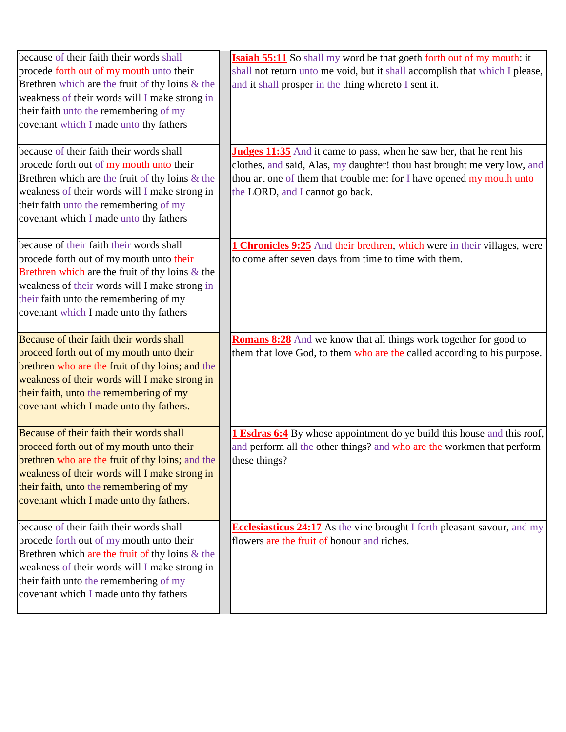| | |
|---|---|
| because of their faith their words shall procede forth out of my mouth unto their Brethren which are the fruit of thy loins & the weakness of their words will I make strong in their faith unto the remembering of my covenant which I made unto thy fathers | **Isaiah 55:11** So shall my word be that goeth forth out of my mouth: it shall not return unto me void, but it shall accomplish that which I please, and it shall prosper in the thing whereto I sent it. |
| because of their faith their words shall procede forth out of my mouth unto their Brethren which are the fruit of thy loins & the weakness of their words will I make strong in their faith unto the remembering of my covenant which I made unto thy fathers | **Judges 11:35** And it came to pass, when he saw her, that he rent his clothes, and said, Alas, my daughter! thou hast brought me very low, and thou art one of them that trouble me: for I have opened my mouth unto the LORD, and I cannot go back. |
| because of their faith their words shall procede forth out of my mouth unto their Brethren which are the fruit of thy loins & the weakness of their words will I make strong in their faith unto the remembering of my covenant which I made unto thy fathers | **1 Chronicles 9:25** And their brethren, which were in their villages, were to come after seven days from time to time with them. |
| Because of their faith their words shall proceed forth out of my mouth unto their brethren who are the fruit of thy loins; and the weakness of their words will I make strong in their faith, unto the remembering of my covenant which I made unto thy fathers. | **Romans 8:28** And we know that all things work together for good to them that love God, to them who are the called according to his purpose. |
| Because of their faith their words shall proceed forth out of my mouth unto their brethren who are the fruit of thy loins; and the weakness of their words will I make strong in their faith, unto the remembering of my covenant which I made unto thy fathers. | **1 Esdras 6:4** By whose appointment do ye build this house and this roof, and perform all the other things? and who are the workmen that perform these things? |
| because of their faith their words shall procede forth out of my mouth unto their Brethren which are the fruit of thy loins & the weakness of their words will I make strong in their faith unto the remembering of my covenant which I made unto thy fathers | **Ecclesiasticus 24:17** As the vine brought I forth pleasant savour, and my flowers are the fruit of honour and riches. |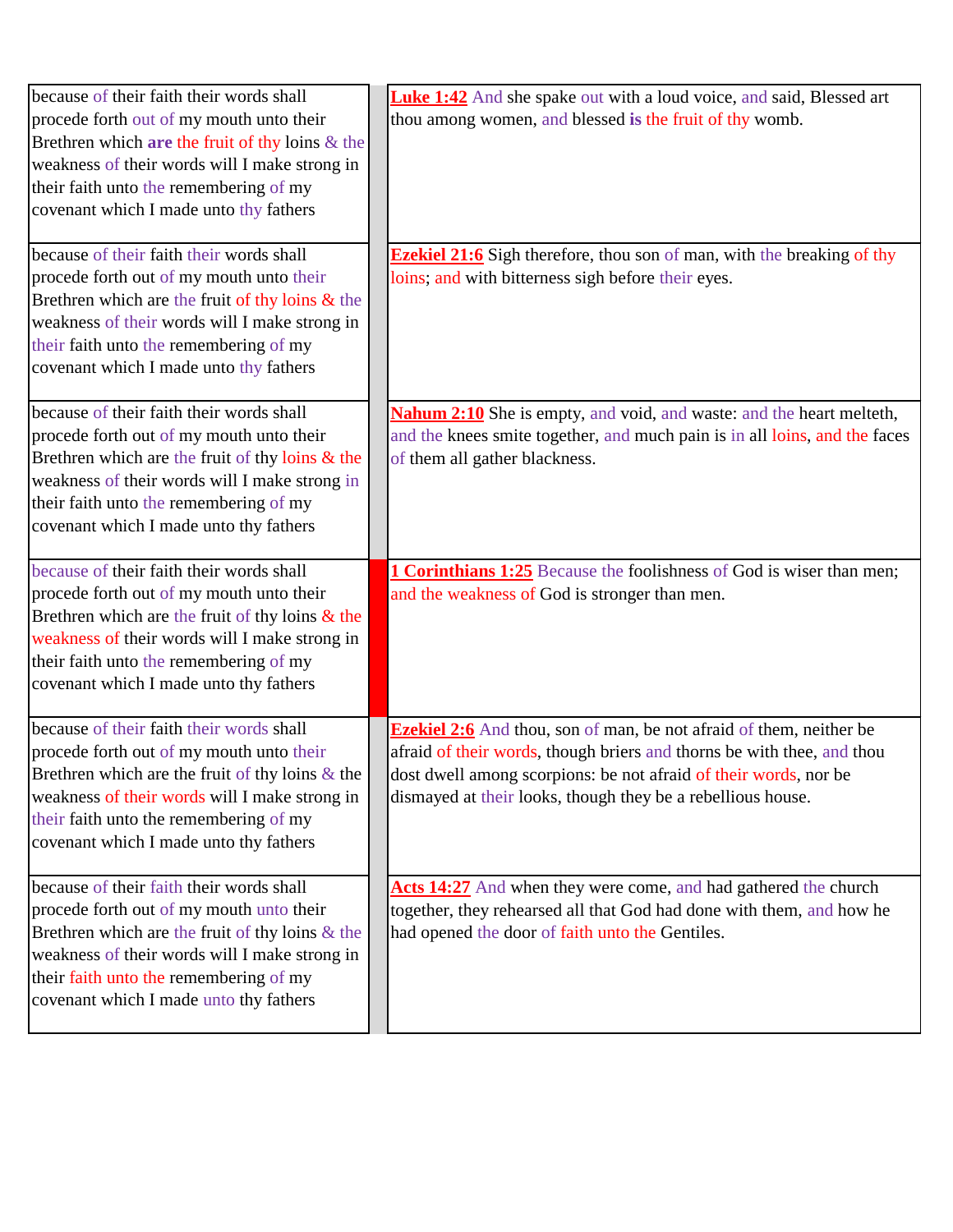| | | |
|---|---|---|
| because of their faith their words shall procede forth out of my mouth unto their Brethren which **are** the fruit of thy loins & the weakness of their words will I make strong in their faith unto the remembering of my covenant which I made unto thy fathers | | **Luke 1:42** And she spake out with a loud voice, and said, Blessed art thou among women, and blessed **is** the fruit of thy womb. |
| because of their faith their words shall procede forth out of my mouth unto their Brethren which are the fruit of thy loins & the weakness of their words will I make strong in their faith unto the remembering of my covenant which I made unto thy fathers | | **Ezekiel 21:6** Sigh therefore, thou son of man, with the breaking of thy loins; and with bitterness sigh before their eyes. |
| because of their faith their words shall procede forth out of my mouth unto their Brethren which are the fruit of thy loins & the weakness of their words will I make strong in their faith unto the remembering of my covenant which I made unto thy fathers | | **Nahum 2:10** She is empty, and void, and waste: and the heart melteth, and the knees smite together, and much pain is in all loins, and the faces of them all gather blackness. |
| because of their faith their words shall procede forth out of my mouth unto their Brethren which are the fruit of thy loins & the weakness of their words will I make strong in their faith unto the remembering of my covenant which I made unto thy fathers | | **1 Corinthians 1:25** Because the foolishness of God is wiser than men; and the weakness of God is stronger than men. |
| because of their faith their words shall procede forth out of my mouth unto their Brethren which are the fruit of thy loins & the weakness of their words will I make strong in their faith unto the remembering of my covenant which I made unto thy fathers | | **Ezekiel 2:6** And thou, son of man, be not afraid of them, neither be afraid of their words, though briers and thorns be with thee, and thou dost dwell among scorpions: be not afraid of their words, nor be dismayed at their looks, though they be a rebellious house. |
| because of their faith their words shall procede forth out of my mouth unto their Brethren which are the fruit of thy loins & the weakness of their words will I make strong in their faith unto the remembering of my covenant which I made unto thy fathers | | **Acts 14:27** And when they were come, and had gathered the church together, they rehearsed all that God had done with them, and how he had opened the door of faith unto the Gentiles. |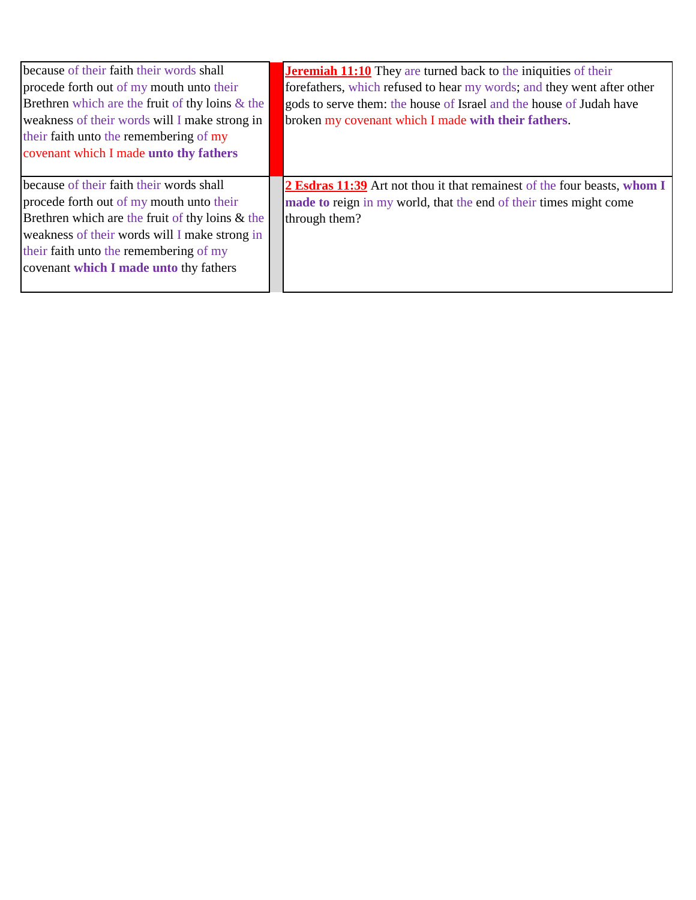| | | |
|---|---|---|
| because of their faith their words shall procede forth out of my mouth unto their Brethren which are the fruit of thy loins & the weakness of their words will I make strong in their faith unto the remembering of my covenant which I made **unto thy fathers** | | **Jeremiah 11:10** They are turned back to the iniquities of their forefathers, which refused to hear my words; and they went after other gods to serve them: the house of Israel and the house of Judah have broken my covenant which I made **with their fathers**. |
| because of their faith their words shall procede forth out of my mouth unto their Brethren which are the fruit of thy loins & the weakness of their words will I make strong in their faith unto the remembering of my covenant **which I made unto** thy fathers | | **2 Esdras 11:39** Art not thou it that remainest of the four beasts, **whom I made to** reign in my world, that the end of their times might come through them? |